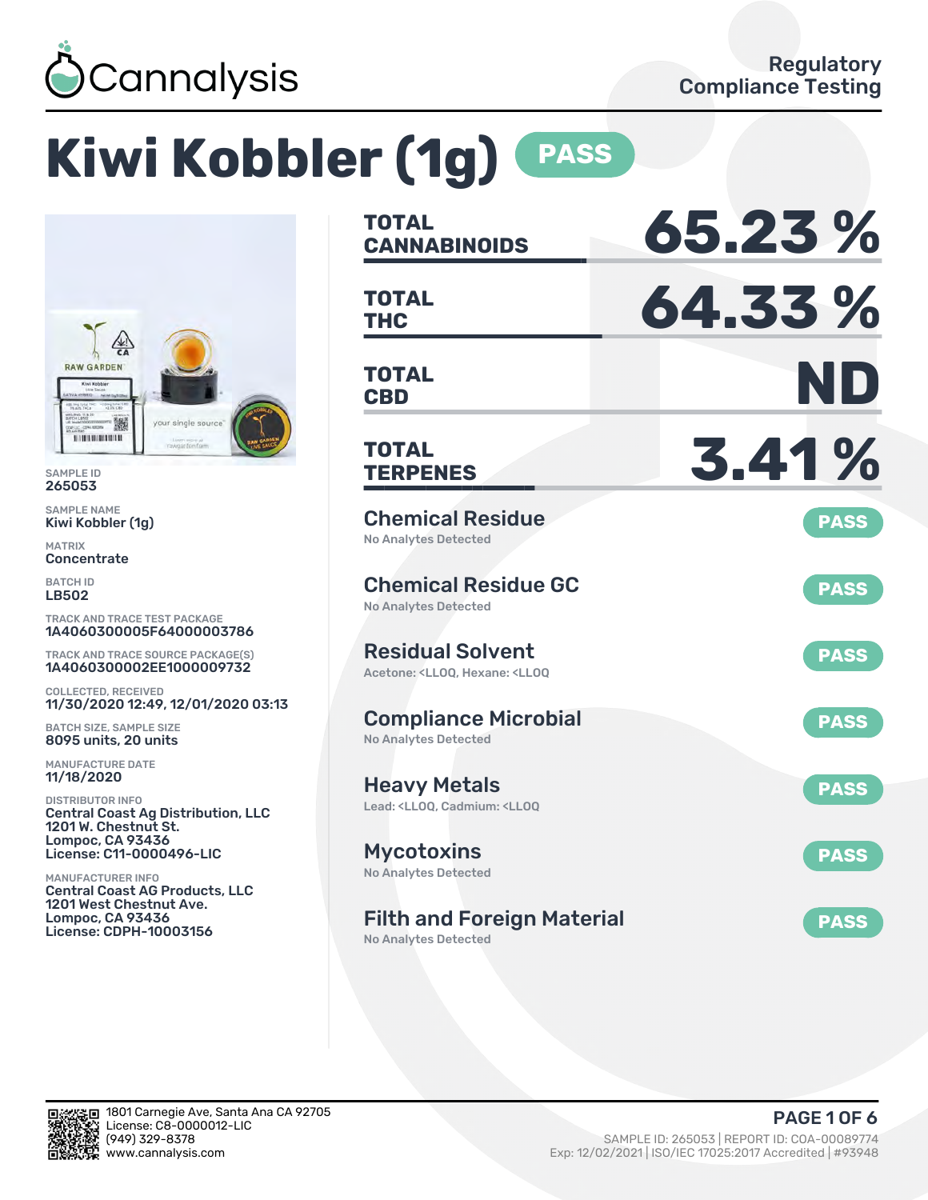Cannalysis

Regulatory Compliance Testing

# Kiwi Kobbler (1g) PASS

SAMPLE ID
265053

SAMPLE NAME
Kiwi Kobbler (1g)

MATRIX
Concentrate

BATCH ID
LB502

TRACK AND TRACE TEST PACKAGE
1A4060300005F64000003786

TRACK AND TRACE SOURCE PACKAGE(S)
1A4060300002EE1000009732

COLLECTED, RECEIVED
11/30/2020 12:49, 12/01/2020 03:13

BATCH SIZE, SAMPLE SIZE
8095 units, 20 units

MANUFACTURE DATE
11/18/2020

DISTRIBUTOR INFO
Central Coast Ag Distribution, LLC
1201 W. Chestnut St.
Lompoc, CA 93436
License: C11-0000496-LIC

MANUFACTURER INFO
Central Coast AG Products, LLC
1201 West Chestnut Ave.
Lompoc, CA 93436
License: CDPH-10003156

| | |
|---|---|
| TOTAL CANNABINOIDS | 65.23 % |
| TOTAL THC | 64.33 % |
| TOTAL CBD | ND |
| TOTAL TERPENES | 3.41 % |

| Test | Result |
|---|---|
| Chemical Residue<br>No Analytes Detected | PASS |
| Chemical Residue GC<br>No Analytes Detected | PASS |
| Residual Solvent<br>Acetone: <LLOQ, Hexane: <LLOQ | PASS |
| Compliance Microbial<br>No Analytes Detected | PASS |
| Heavy Metals<br>Lead: <LLOQ, Cadmium: <LLOQ | PASS |
| Mycotoxins<br>No Analytes Detected | PASS |
| Filth and Foreign Material<br>No Analytes Detected | PASS |

1801 Carnegie Ave, Santa Ana CA 92705
License: C8-0000012-LIC
(949) 329-8378
www.cannalysis.com

SAMPLE ID: 265053 | REPORT ID: COA-00089774
Exp: 12/02/2021 | ISO/IEC 17025:2017 Accredited | #93948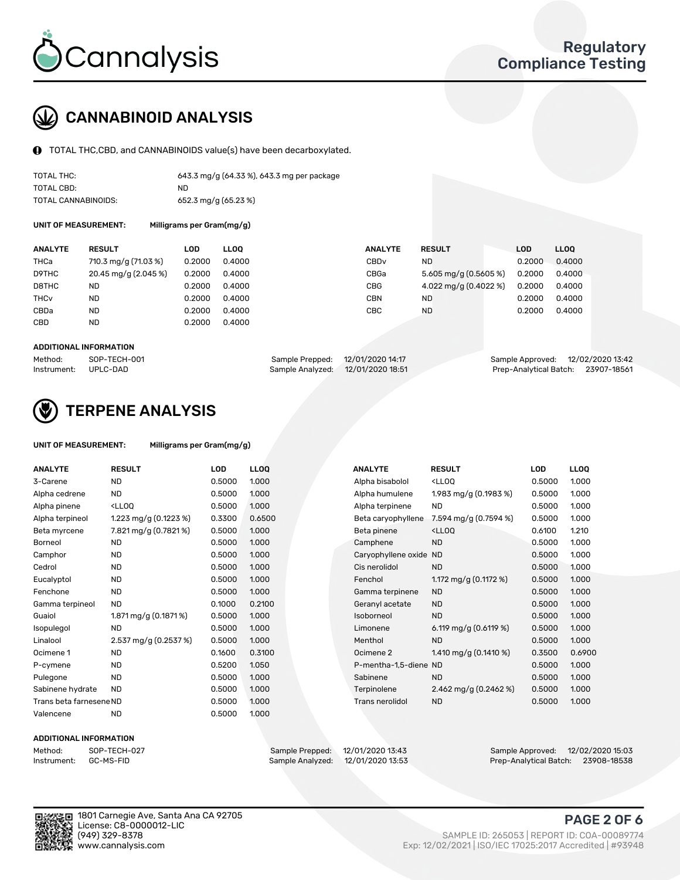# CANNABINOID ANALYSIS

TOTAL THC,CBD, and CANNABINOIDS value(s) have been decarboxylated.

| | |
|---|---|
| TOTAL THC: | 643.3 mg/g (64.33 %), 643.3 mg per package |
| TOTAL CBD: | ND |
| TOTAL CANNABINOIDS: | 652.3 mg/g (65.23 %) |

**UNIT OF MEASUREMENT:** Milligrams per Gram(mg/g)

| ANALYTE | RESULT | LOD | LLOQ | ANALYTE | RESULT | LOD | LLOQ |
|---|---|---|---|---|---|---|---|
| THCa | 710.3 mg/g (71.03 %) | 0.2000 | 0.4000 | CBDv | ND | 0.2000 | 0.4000 |
| D9THC | 20.45 mg/g (2.045 %) | 0.2000 | 0.4000 | CBGa | 5.605 mg/g (0.5605 %) | 0.2000 | 0.4000 |
| D8THC | ND | 0.2000 | 0.4000 | CBG | 4.022 mg/g (0.4022 %) | 0.2000 | 0.4000 |
| THCv | ND | 0.2000 | 0.4000 | CBN | ND | 0.2000 | 0.4000 |
| CBDa | ND | 0.2000 | 0.4000 | CBC | ND | 0.2000 | 0.4000 |
| CBD | ND | 0.2000 | 0.4000 | | | | |

**ADDITIONAL INFORMATION**

| | | | | | |
|---|---|---|---|---|---|
| Method: SOP-TECH-001 | | Sample Prepped: | 12/01/2020 14:17 | Sample Approved: | 12/02/2020 13:42 |
| Instrument: UPLC-DAD | | Sample Analyzed: | 12/01/2020 18:51 | Prep-Analytical Batch: | 23907-18561 |

# TERPENE ANALYSIS

**UNIT OF MEASUREMENT:** Milligrams per Gram(mg/g)

| ANALYTE | RESULT | LOD | LLOQ | ANALYTE | RESULT | LOD | LLOQ |
|---|---|---|---|---|---|---|---|
| 3-Carene | ND | 0.5000 | 1.000 | Alpha bisabolol | <LLOQ | 0.5000 | 1.000 |
| Alpha cedrene | ND | 0.5000 | 1.000 | Alpha humulene | 1.983 mg/g (0.1983 %) | 0.5000 | 1.000 |
| Alpha pinene | <LLOQ | 0.5000 | 1.000 | Alpha terpinene | ND | 0.5000 | 1.000 |
| Alpha terpineol | 1.223 mg/g (0.1223 %) | 0.3300 | 0.6500 | Beta caryophyllene | 7.594 mg/g (0.7594 %) | 0.5000 | 1.000 |
| Beta myrcene | 7.821 mg/g (0.7821 %) | 0.5000 | 1.000 | Beta pinene | <LLOQ | 0.6100 | 1.210 |
| Borneol | ND | 0.5000 | 1.000 | Camphene | ND | 0.5000 | 1.000 |
| Camphor | ND | 0.5000 | 1.000 | Caryophyllene oxide | ND | 0.5000 | 1.000 |
| Cedrol | ND | 0.5000 | 1.000 | Cis nerolidol | ND | 0.5000 | 1.000 |
| Eucalyptol | ND | 0.5000 | 1.000 | Fenchol | 1.172 mg/g (0.1172 %) | 0.5000 | 1.000 |
| Fenchone | ND | 0.5000 | 1.000 | Gamma terpinene | ND | 0.5000 | 1.000 |
| Gamma terpineol | ND | 0.1000 | 0.2100 | Geranyl acetate | ND | 0.5000 | 1.000 |
| Guaiol | 1.871 mg/g (0.1871 %) | 0.5000 | 1.000 | Isoborneol | ND | 0.5000 | 1.000 |
| Isopulegol | ND | 0.5000 | 1.000 | Limonene | 6.119 mg/g (0.6119 %) | 0.5000 | 1.000 |
| Linalool | 2.537 mg/g (0.2537 %) | 0.5000 | 1.000 | Menthol | ND | 0.5000 | 1.000 |
| Ocimene 1 | ND | 0.1600 | 0.3100 | Ocimene 2 | 1.410 mg/g (0.1410 %) | 0.3500 | 0.6900 |
| P-cymene | ND | 0.5200 | 1.050 | P-mentha-1,5-diene | ND | 0.5000 | 1.000 |
| Pulegone | ND | 0.5000 | 1.000 | Sabinene | ND | 0.5000 | 1.000 |
| Sabinene hydrate | ND | 0.5000 | 1.000 | Terpinolene | 2.462 mg/g (0.2462 %) | 0.5000 | 1.000 |
| Trans beta farnesene | ND | 0.5000 | 1.000 | Trans nerolidol | ND | 0.5000 | 1.000 |
| Valencene | ND | 0.5000 | 1.000 | | | | |

**ADDITIONAL INFORMATION**

| | | | | | |
|---|---|---|---|---|---|
| Method: SOP-TECH-027 | | Sample Prepped: | 12/01/2020 13:43 | Sample Approved: | 12/02/2020 15:03 |
| Instrument: GC-MS-FID | | Sample Analyzed: | 12/01/2020 13:53 | Prep-Analytical Batch: | 23908-18538 |

1801 Carnegie Ave, Santa Ana CA 92705
License: C8-0000012-LIC
(949) 329-8378
www.cannalysis.com

SAMPLE ID: 265053 | REPORT ID: COA-00089774
Exp: 12/02/2021 | ISO/IEC 17025:2017 Accredited | #93948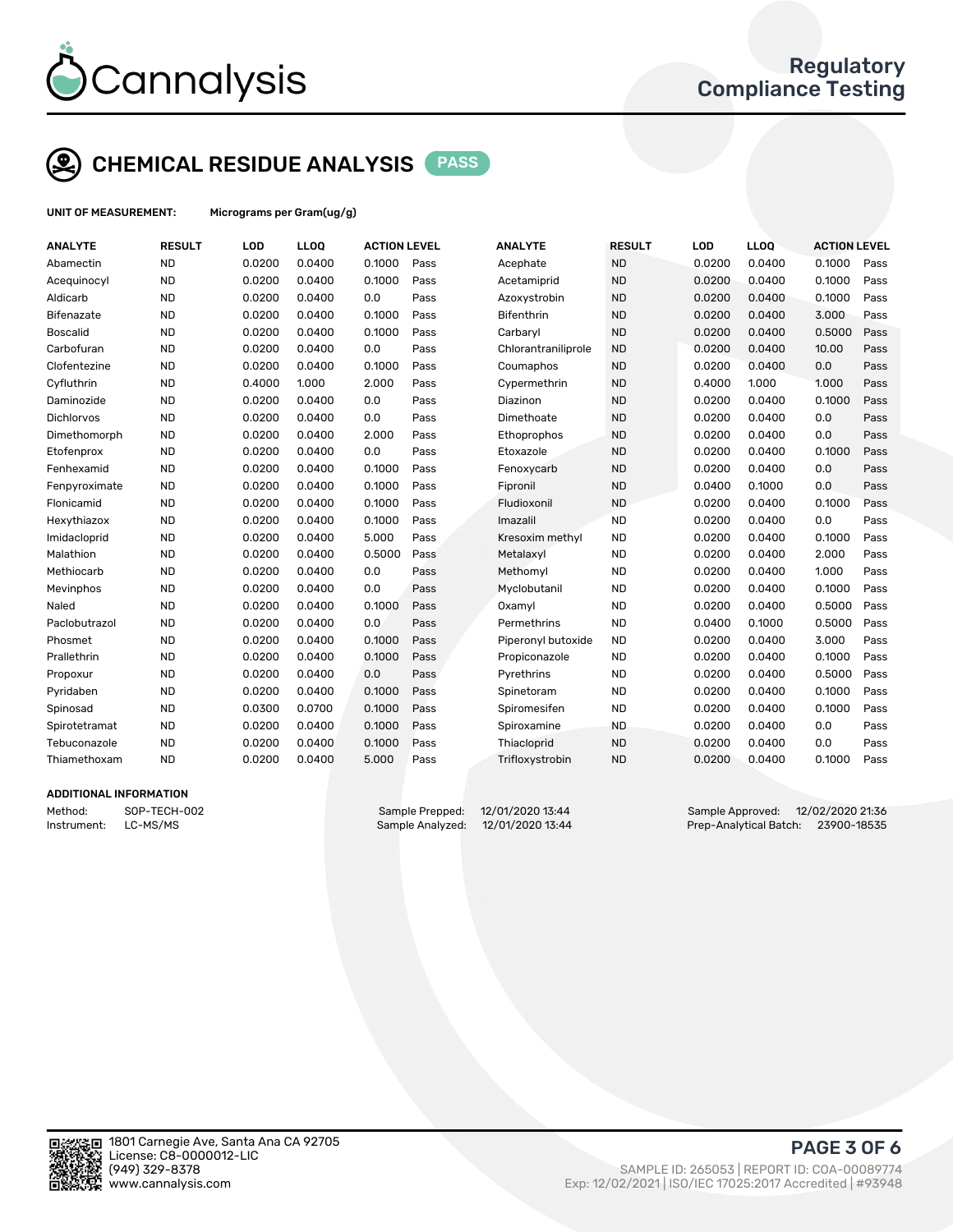# CHEMICAL RESIDUE ANALYSIS PASS

**UNIT OF MEASUREMENT:** Micrograms per Gram(ug/g)

| ANALYTE | RESULT | LOD | LLOQ | ACTION LEVEL | | ANALYTE | RESULT | LOD | LLOQ | ACTION LEVEL | |
|---|---|---|---|---|---|---|---|---|---|---|---|
| Abamectin | ND | 0.0200 | 0.0400 | 0.1000 | Pass | Acephate | ND | 0.0200 | 0.0400 | 0.1000 | Pass |
| Acequinocyl | ND | 0.0200 | 0.0400 | 0.1000 | Pass | Acetamiprid | ND | 0.0200 | 0.0400 | 0.1000 | Pass |
| Aldicarb | ND | 0.0200 | 0.0400 | 0.0 | Pass | Azoxystrobin | ND | 0.0200 | 0.0400 | 0.1000 | Pass |
| Bifenazate | ND | 0.0200 | 0.0400 | 0.1000 | Pass | Bifenthrin | ND | 0.0200 | 0.0400 | 3.000 | Pass |
| Boscalid | ND | 0.0200 | 0.0400 | 0.1000 | Pass | Carbaryl | ND | 0.0200 | 0.0400 | 0.5000 | Pass |
| Carbofuran | ND | 0.0200 | 0.0400 | 0.0 | Pass | Chlorantraniliprole | ND | 0.0200 | 0.0400 | 10.00 | Pass |
| Clofentezine | ND | 0.0200 | 0.0400 | 0.1000 | Pass | Coumaphos | ND | 0.0200 | 0.0400 | 0.0 | Pass |
| Cyfluthrin | ND | 0.4000 | 1.000 | 2.000 | Pass | Cypermethrin | ND | 0.4000 | 1.000 | 1.000 | Pass |
| Daminozide | ND | 0.0200 | 0.0400 | 0.0 | Pass | Diazinon | ND | 0.0200 | 0.0400 | 0.1000 | Pass |
| Dichlorvos | ND | 0.0200 | 0.0400 | 0.0 | Pass | Dimethoate | ND | 0.0200 | 0.0400 | 0.0 | Pass |
| Dimethomorph | ND | 0.0200 | 0.0400 | 2.000 | Pass | Ethoprophos | ND | 0.0200 | 0.0400 | 0.0 | Pass |
| Etofenprox | ND | 0.0200 | 0.0400 | 0.0 | Pass | Etoxazole | ND | 0.0200 | 0.0400 | 0.1000 | Pass |
| Fenhexamid | ND | 0.0200 | 0.0400 | 0.1000 | Pass | Fenoxycarb | ND | 0.0200 | 0.0400 | 0.0 | Pass |
| Fenpyroximate | ND | 0.0200 | 0.0400 | 0.1000 | Pass | Fipronil | ND | 0.0400 | 0.1000 | 0.0 | Pass |
| Flonicamid | ND | 0.0200 | 0.0400 | 0.1000 | Pass | Fludioxonil | ND | 0.0200 | 0.0400 | 0.1000 | Pass |
| Hexythiazox | ND | 0.0200 | 0.0400 | 0.1000 | Pass | Imazalil | ND | 0.0200 | 0.0400 | 0.0 | Pass |
| Imidacloprid | ND | 0.0200 | 0.0400 | 5.000 | Pass | Kresoxim methyl | ND | 0.0200 | 0.0400 | 0.1000 | Pass |
| Malathion | ND | 0.0200 | 0.0400 | 0.5000 | Pass | Metalaxyl | ND | 0.0200 | 0.0400 | 2.000 | Pass |
| Methiocarb | ND | 0.0200 | 0.0400 | 0.0 | Pass | Methomyl | ND | 0.0200 | 0.0400 | 1.000 | Pass |
| Mevinphos | ND | 0.0200 | 0.0400 | 0.0 | Pass | Myclobutanil | ND | 0.0200 | 0.0400 | 0.1000 | Pass |
| Naled | ND | 0.0200 | 0.0400 | 0.1000 | Pass | Oxamyl | ND | 0.0200 | 0.0400 | 0.5000 | Pass |
| Paclobutrazol | ND | 0.0200 | 0.0400 | 0.0 | Pass | Permethrins | ND | 0.0400 | 0.1000 | 0.5000 | Pass |
| Phosmet | ND | 0.0200 | 0.0400 | 0.1000 | Pass | Piperonyl butoxide | ND | 0.0200 | 0.0400 | 3.000 | Pass |
| Prallethrin | ND | 0.0200 | 0.0400 | 0.1000 | Pass | Propiconazole | ND | 0.0200 | 0.0400 | 0.1000 | Pass |
| Propoxur | ND | 0.0200 | 0.0400 | 0.0 | Pass | Pyrethrins | ND | 0.0200 | 0.0400 | 0.5000 | Pass |
| Pyridaben | ND | 0.0200 | 0.0400 | 0.1000 | Pass | Spinetoram | ND | 0.0200 | 0.0400 | 0.1000 | Pass |
| Spinosad | ND | 0.0300 | 0.0700 | 0.1000 | Pass | Spiromesifen | ND | 0.0200 | 0.0400 | 0.1000 | Pass |
| Spirotetramat | ND | 0.0200 | 0.0400 | 0.1000 | Pass | Spiroxamine | ND | 0.0200 | 0.0400 | 0.0 | Pass |
| Tebuconazole | ND | 0.0200 | 0.0400 | 0.1000 | Pass | Thiacloprid | ND | 0.0200 | 0.0400 | 0.0 | Pass |
| Thiamethoxam | ND | 0.0200 | 0.0400 | 5.000 | Pass | Trifloxystrobin | ND | 0.0200 | 0.0400 | 0.1000 | Pass |

## ADDITIONAL INFORMATION

Method: SOP-TECH-002
Instrument: LC-MS/MS

Sample Prepped: 12/01/2020 13:44
Sample Analyzed: 12/01/2020 13:44

Sample Approved: 12/02/2020 21:36
Prep-Analytical Batch: 23900-18535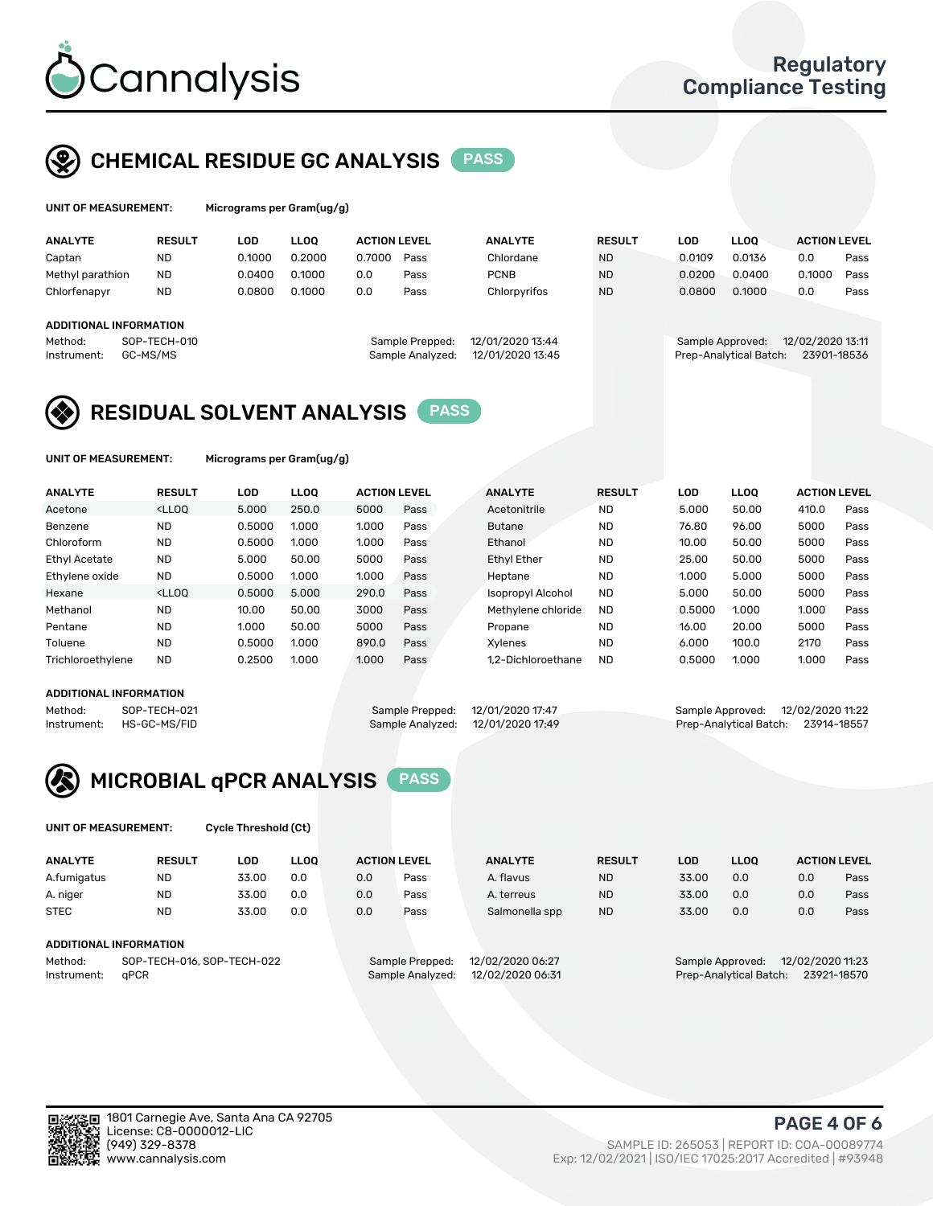# Cannalysis

Regulatory Compliance Testing

## CHEMICAL RESIDUE GC ANALYSIS PASS

**UNIT OF MEASUREMENT:** Micrograms per Gram(ug/g)

| ANALYTE | RESULT | LOD | LLOQ | ACTION LEVEL | | ANALYTE | RESULT | LOD | LLOQ | ACTION LEVEL | |
|---|---|---|---|---|---|---|---|---|---|---|---|
| Captan | ND | 0.1000 | 0.2000 | 0.7000 | Pass | Chlordane | ND | 0.0109 | 0.0136 | 0.0 | Pass |
| Methyl parathion | ND | 0.0400 | 0.1000 | 0.0 | Pass | PCNB | ND | 0.0200 | 0.0400 | 0.1000 | Pass |
| Chlorfenapyr | ND | 0.0800 | 0.1000 | 0.0 | Pass | Chlorpyrifos | ND | 0.0800 | 0.1000 | 0.0 | Pass |

**ADDITIONAL INFORMATION**

Method: SOP-TECH-010
Instrument: GC-MS/MS
Sample Prepped: 12/01/2020 13:44
Sample Analyzed: 12/01/2020 13:45
Sample Approved: 12/02/2020 13:11
Prep-Analytical Batch: 23901-18536

## RESIDUAL SOLVENT ANALYSIS PASS

**UNIT OF MEASUREMENT:** Micrograms per Gram(ug/g)

| ANALYTE | RESULT | LOD | LLOQ | ACTION LEVEL | | ANALYTE | RESULT | LOD | LLOQ | ACTION LEVEL | |
|---|---|---|---|---|---|---|---|---|---|---|---|
| Acetone | <LLOQ | 5.000 | 250.0 | 5000 | Pass | Acetonitrile | ND | 5.000 | 50.00 | 410.0 | Pass |
| Benzene | ND | 0.5000 | 1.000 | 1.000 | Pass | Butane | ND | 76.80 | 96.00 | 5000 | Pass |
| Chloroform | ND | 0.5000 | 1.000 | 1.000 | Pass | Ethanol | ND | 10.00 | 50.00 | 5000 | Pass |
| Ethyl Acetate | ND | 5.000 | 50.00 | 5000 | Pass | Ethyl Ether | ND | 25.00 | 50.00 | 5000 | Pass |
| Ethylene oxide | ND | 0.5000 | 1.000 | 1.000 | Pass | Heptane | ND | 1.000 | 5.000 | 5000 | Pass |
| Hexane | <LLOQ | 0.5000 | 5.000 | 290.0 | Pass | Isopropyl Alcohol | ND | 5.000 | 50.00 | 5000 | Pass |
| Methanol | ND | 10.00 | 50.00 | 3000 | Pass | Methylene chloride | ND | 0.5000 | 1.000 | 1.000 | Pass |
| Pentane | ND | 1.000 | 50.00 | 5000 | Pass | Propane | ND | 16.00 | 20.00 | 5000 | Pass |
| Toluene | ND | 0.5000 | 1.000 | 890.0 | Pass | Xylenes | ND | 6.000 | 100.0 | 2170 | Pass |
| Trichloroethylene | ND | 0.2500 | 1.000 | 1.000 | Pass | 1,2-Dichloroethane | ND | 0.5000 | 1.000 | 1.000 | Pass |

**ADDITIONAL INFORMATION**

Method: SOP-TECH-021
Instrument: HS-GC-MS/FID
Sample Prepped: 12/01/2020 17:47
Sample Analyzed: 12/01/2020 17:49
Sample Approved: 12/02/2020 11:22
Prep-Analytical Batch: 23914-18557

## MICROBIAL qPCR ANALYSIS PASS

**UNIT OF MEASUREMENT:** Cycle Threshold (Ct)

| ANALYTE | RESULT | LOD | LLOQ | ACTION LEVEL | | ANALYTE | RESULT | LOD | LLOQ | ACTION LEVEL | |
|---|---|---|---|---|---|---|---|---|---|---|---|
| A.fumigatus | ND | 33.00 | 0.0 | 0.0 | Pass | A. flavus | ND | 33.00 | 0.0 | 0.0 | Pass |
| A. niger | ND | 33.00 | 0.0 | 0.0 | Pass | A. terreus | ND | 33.00 | 0.0 | 0.0 | Pass |
| STEC | ND | 33.00 | 0.0 | 0.0 | Pass | Salmonella spp | ND | 33.00 | 0.0 | 0.0 | Pass |

**ADDITIONAL INFORMATION**

Method: SOP-TECH-016, SOP-TECH-022
Instrument: qPCR
Sample Prepped: 12/02/2020 06:27
Sample Analyzed: 12/02/2020 06:31
Sample Approved: 12/02/2020 11:23
Prep-Analytical Batch: 23921-18570

1801 Carnegie Ave, Santa Ana CA 92705
License: C8-0000012-LIC
(949) 329-8378
www.cannalysis.com

SAMPLE ID: 265053 | REPORT ID: COA-00089774
Exp: 12/02/2021 | ISO/IEC 17025:2017 Accredited | #93948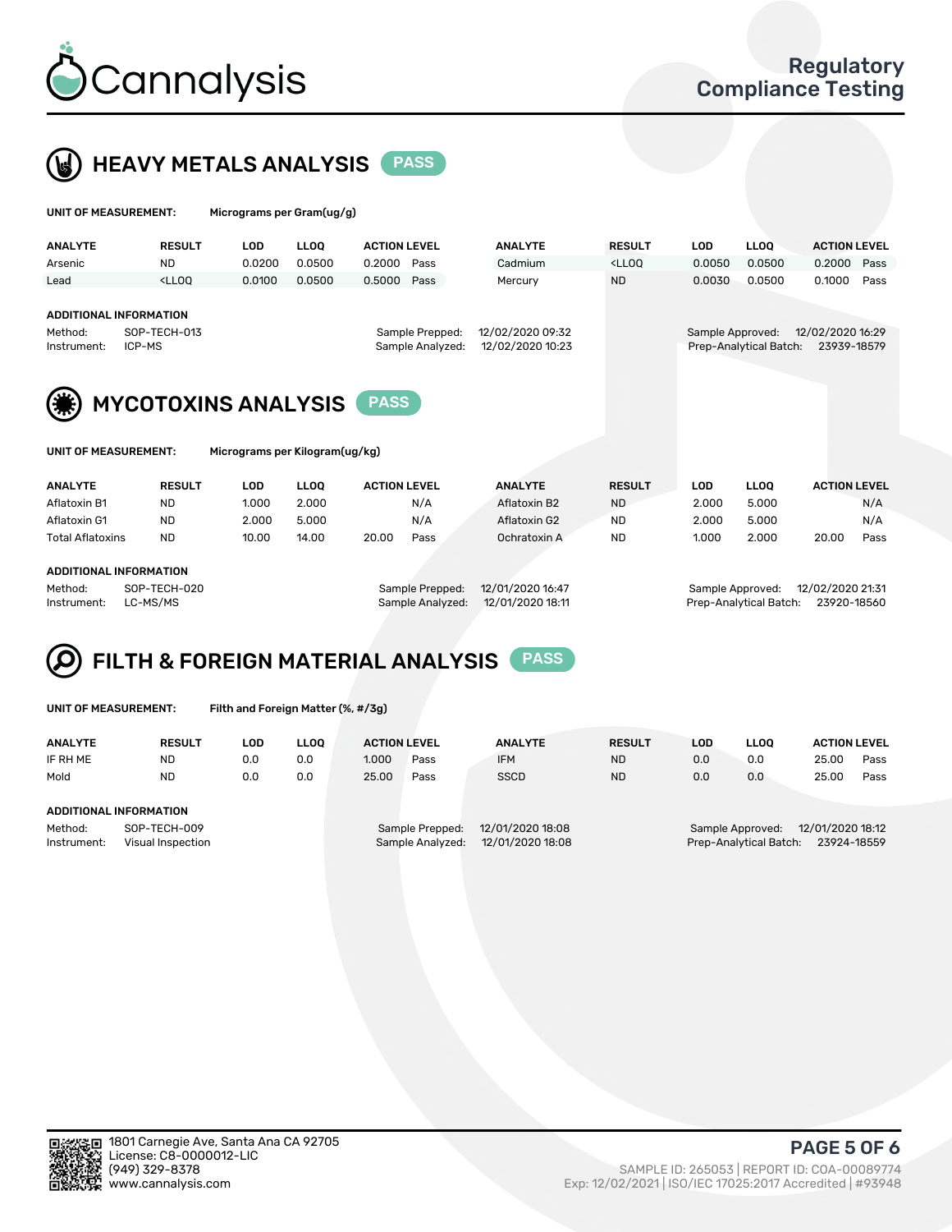# Cannalysis

Regulatory Compliance Testing

## HEAVY METALS ANALYSIS PASS

**UNIT OF MEASUREMENT:** Micrograms per Gram(ug/g)

| ANALYTE | RESULT | LOD | LLOQ | ACTION LEVEL | | ANALYTE | RESULT | LOD | LLOQ | ACTION LEVEL | |
|---|---|---|---|---|---|---|---|---|---|---|---|
| Arsenic | ND | 0.0200 | 0.0500 | 0.2000 | Pass | Cadmium | <LLOQ | 0.0050 | 0.0500 | 0.2000 | Pass |
| Lead | <LLOQ | 0.0100 | 0.0500 | 0.5000 | Pass | Mercury | ND | 0.0030 | 0.0500 | 0.1000 | Pass |

**ADDITIONAL INFORMATION**

Method: SOP-TECH-013
Instrument: ICP-MS
Sample Prepped: 12/02/2020 09:32
Sample Analyzed: 12/02/2020 10:23
Sample Approved: 12/02/2020 16:29
Prep-Analytical Batch: 23939-18579

## MYCOTOXINS ANALYSIS PASS

**UNIT OF MEASUREMENT:** Micrograms per Kilogram(ug/kg)

| ANALYTE | RESULT | LOD | LLOQ | ACTION LEVEL | | ANALYTE | RESULT | LOD | LLOQ | ACTION LEVEL | |
|---|---|---|---|---|---|---|---|---|---|---|---|
| Aflatoxin B1 | ND | 1.000 | 2.000 | | N/A | Aflatoxin B2 | ND | 2.000 | 5.000 | | N/A |
| Aflatoxin G1 | ND | 2.000 | 5.000 | | N/A | Aflatoxin G2 | ND | 2.000 | 5.000 | | N/A |
| Total Aflatoxins | ND | 10.00 | 14.00 | 20.00 | Pass | Ochratoxin A | ND | 1.000 | 2.000 | 20.00 | Pass |

**ADDITIONAL INFORMATION**

Method: SOP-TECH-020
Instrument: LC-MS/MS
Sample Prepped: 12/01/2020 16:47
Sample Analyzed: 12/01/2020 18:11
Sample Approved: 12/02/2020 21:31
Prep-Analytical Batch: 23920-18560

## FILTH & FOREIGN MATERIAL ANALYSIS PASS

**UNIT OF MEASUREMENT:** Filth and Foreign Matter (%, #/3g)

| ANALYTE | RESULT | LOD | LLOQ | ACTION LEVEL | | ANALYTE | RESULT | LOD | LLOQ | ACTION LEVEL | |
|---|---|---|---|---|---|---|---|---|---|---|---|
| IF RH ME | ND | 0.0 | 0.0 | 1.000 | Pass | IFM | ND | 0.0 | 0.0 | 25.00 | Pass |
| Mold | ND | 0.0 | 0.0 | 25.00 | Pass | SSCD | ND | 0.0 | 0.0 | 25.00 | Pass |

**ADDITIONAL INFORMATION**

Method: SOP-TECH-009
Instrument: Visual Inspection
Sample Prepped: 12/01/2020 18:08
Sample Analyzed: 12/01/2020 18:08
Sample Approved: 12/01/2020 18:12
Prep-Analytical Batch: 23924-18559

1801 Carnegie Ave, Santa Ana CA 92705
License: C8-0000012-LIC
(949) 329-8378
www.cannalysis.com

SAMPLE ID: 265053 | REPORT ID: COA-00089774
Exp: 12/02/2021 | ISO/IEC 17025:2017 Accredited | #93948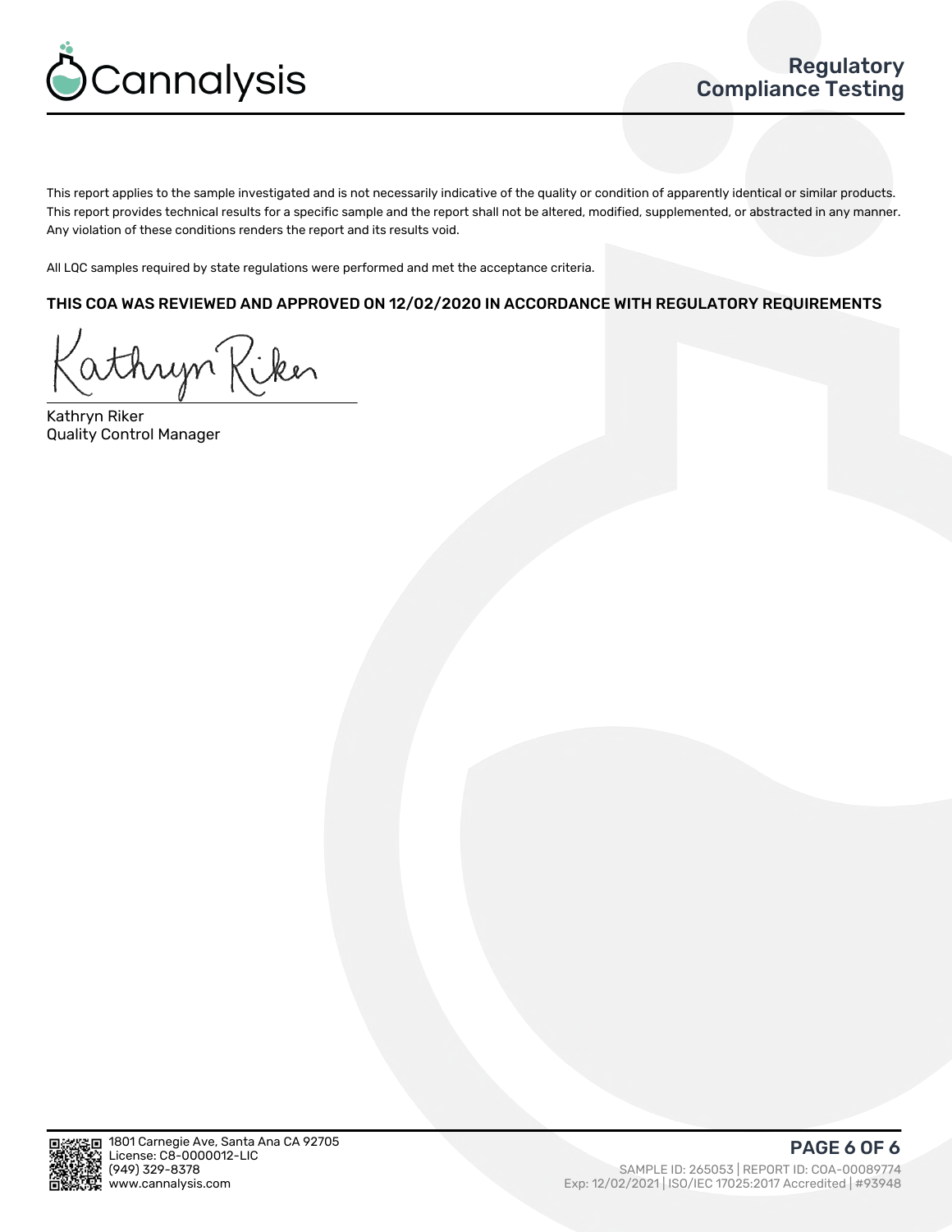This report applies to the sample investigated and is not necessarily indicative of the quality or condition of apparently identical or similar products. This report provides technical results for a specific sample and the report shall not be altered, modified, supplemented, or abstracted in any manner. Any violation of these conditions renders the report and its results void.

All LQC samples required by state regulations were performed and met the acceptance criteria.

**THIS COA WAS REVIEWED AND APPROVED ON 12/02/2020 IN ACCORDANCE WITH REGULATORY REQUIREMENTS**

Kathryn Riker
Quality Control Manager